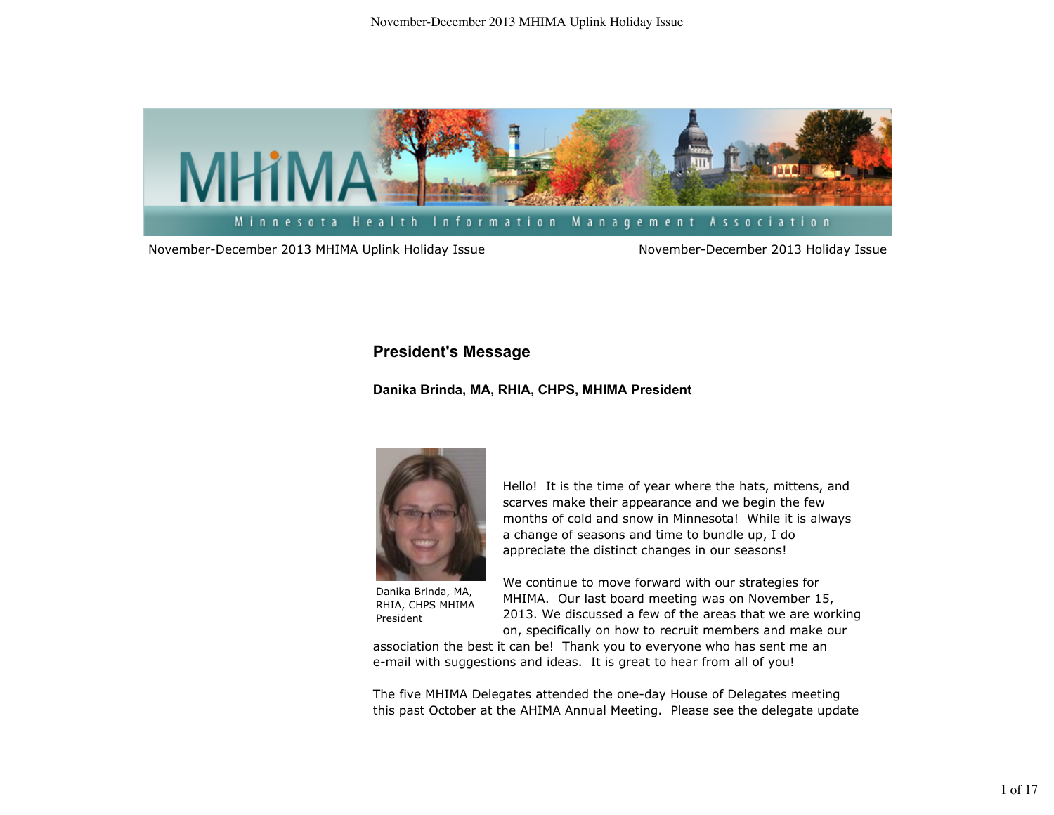November-December 2013 MHIMA Uplink Holiday Issue

November-December 2013 Holiday Issue

## President's Message

**Danika Brinda, MA, RHIA, CHPS, MHIMA President**

Danika Brinda, MA, RHIA, CHPS MHIMA President

Hello! It is the time of year where the hats, mittens, and scarves make their appearance and we begin the few months of cold and snow in Minnesota! While it is always a change of seasons and time to bundle up, I do appreciate the distinct changes in our seasons!

We continue to move forward with our strategies for MHIMA. Our last board meeting was on November 15, 2013. We discussed a few of the areas that we are working on, specifically on how to recruit members and make our association the best it can be! Thank you to everyone who has sent me an e-mail with suggestions and ideas. It is great to hear from all of you!

The five MHIMA Delegates attended the one-day House of Delegates meeting this past October at the AHIMA Annual Meeting. Please see the delegate update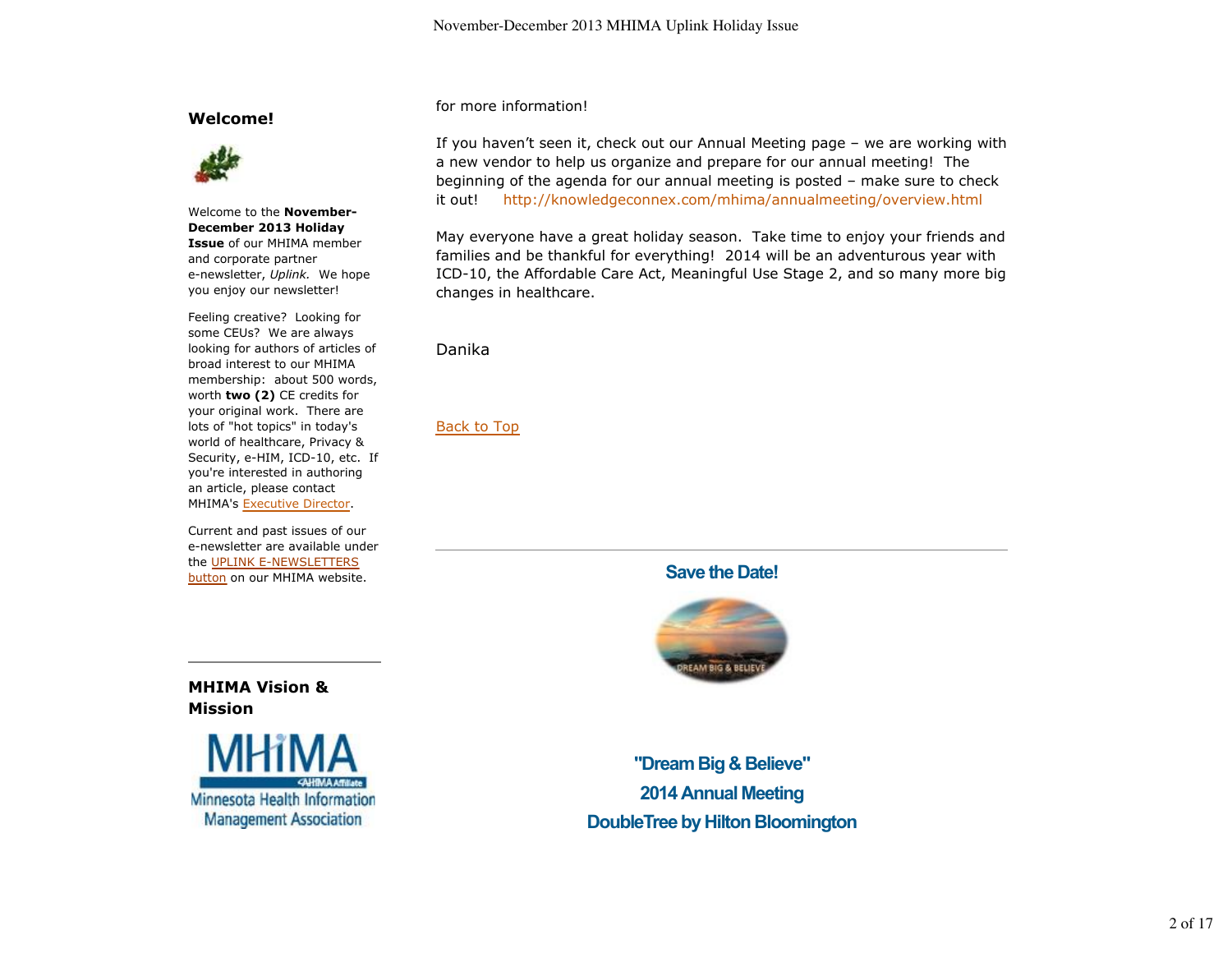## Welcome!

Welcome to the **November-December 2013 Holiday Issue** of our MHIMA member and corporate partner e-newsletter, *Uplink.* We hope you enjoy our newsletter!

Feeling creative? Looking for some CEUs? We are always looking for authors of articles of broad interest to our MHIMA membership: about 500 words, worth **two (2)** CE credits for your original work. There are lots of "hot topics" in today's world of healthcare, Privacy & Security, e-HIM, ICD-10, etc. If you're interested in authoring an article, please contact MHIMA's Executive Director.

Current and past issues of our e-newsletter are available under the UPLINK E-NEWSLETTERS button on our MHIMA website.

---

## MHIMA Vision & Mission

MHIMA
AHIMA Affiliate
Minnesota Health Information Management Association

---

for more information!

If you haven't seen it, check out our Annual Meeting page – we are working with a new vendor to help us organize and prepare for our annual meeting! The beginning of the agenda for our annual meeting is posted – make sure to check it out! http://knowledgeconnex.com/mhima/annualmeeting/overview.html

May everyone have a great holiday season. Take time to enjoy your friends and families and be thankful for everything! 2014 will be an adventurous year with ICD-10, the Affordable Care Act, Meaningful Use Stage 2, and so many more big changes in healthcare.

Danika

Back to Top

---

## Save the Date!

DREAM BIG & BELIEVE

**"Dream Big & Believe"**
**2014 Annual Meeting**
**DoubleTree by Hilton Bloomington**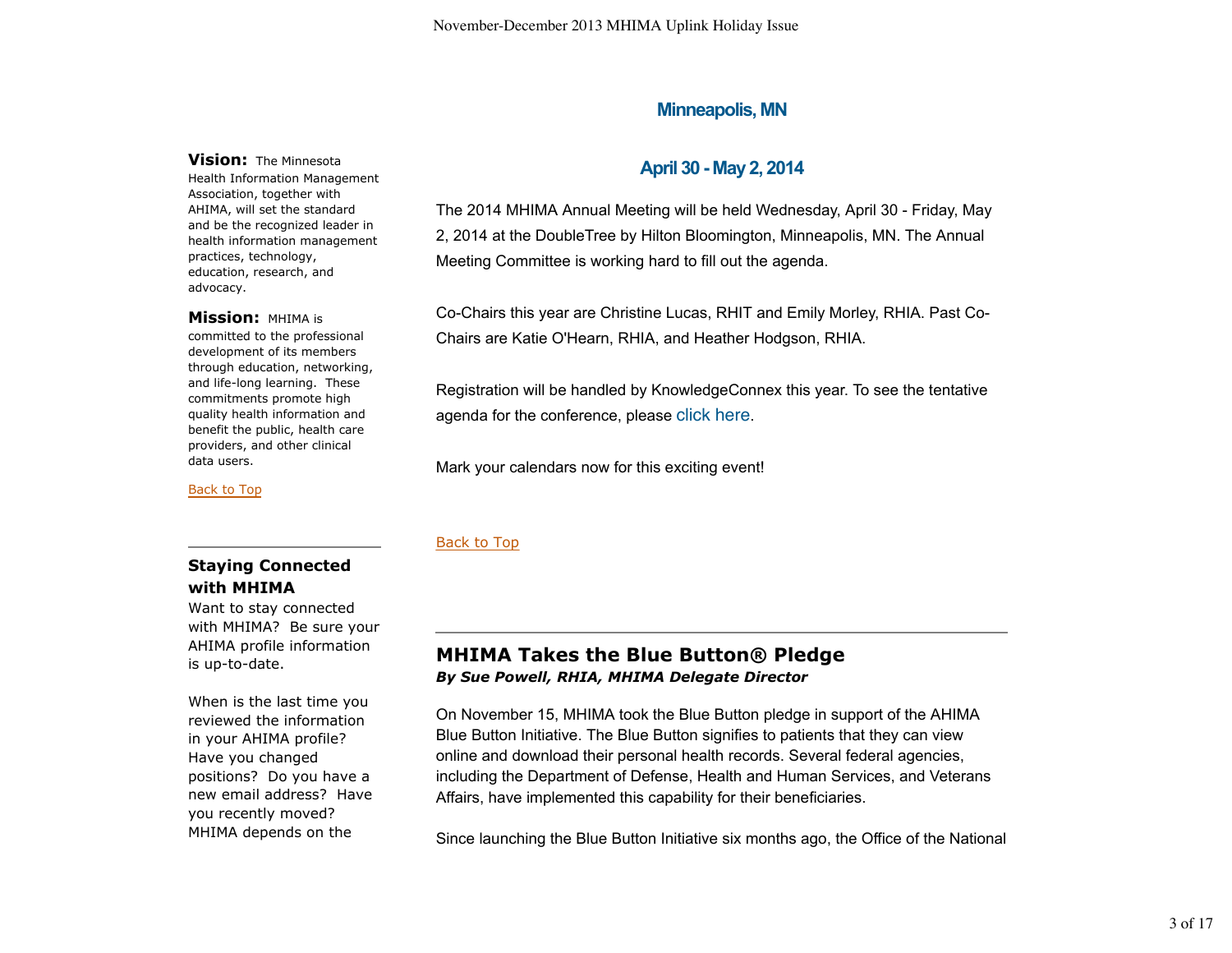**Vision:** The Minnesota Health Information Management Association, together with AHIMA, will set the standard and be the recognized leader in health information management practices, technology, education, research, and advocacy.

**Mission:** MHIMA is committed to the professional development of its members through education, networking, and life-long learning. These commitments promote high quality health information and benefit the public, health care providers, and other clinical data users.

Back to Top

### Staying Connected with MHIMA

Want to stay connected with MHIMA? Be sure your AHIMA profile information is up-to-date.

When is the last time you reviewed the information in your AHIMA profile? Have you changed positions? Do you have a new email address? Have you recently moved? MHIMA depends on the

---

### Minneapolis, MN

### April 30 - May 2, 2014

The 2014 MHIMA Annual Meeting will be held Wednesday, April 30 - Friday, May 2, 2014 at the DoubleTree by Hilton Bloomington, Minneapolis, MN. The Annual Meeting Committee is working hard to fill out the agenda.

Co-Chairs this year are Christine Lucas, RHIT and Emily Morley, RHIA. Past Co-Chairs are Katie O'Hearn, RHIA, and Heather Hodgson, RHIA.

Registration will be handled by KnowledgeConnex this year. To see the tentative agenda for the conference, please click here.

Mark your calendars now for this exciting event!

Back to Top

## MHIMA Takes the Blue Button® Pledge

***By Sue Powell, RHIA, MHIMA Delegate Director***

On November 15, MHIMA took the Blue Button pledge in support of the AHIMA Blue Button Initiative. The Blue Button signifies to patients that they can view online and download their personal health records. Several federal agencies, including the Department of Defense, Health and Human Services, and Veterans Affairs, have implemented this capability for their beneficiaries.

Since launching the Blue Button Initiative six months ago, the Office of the National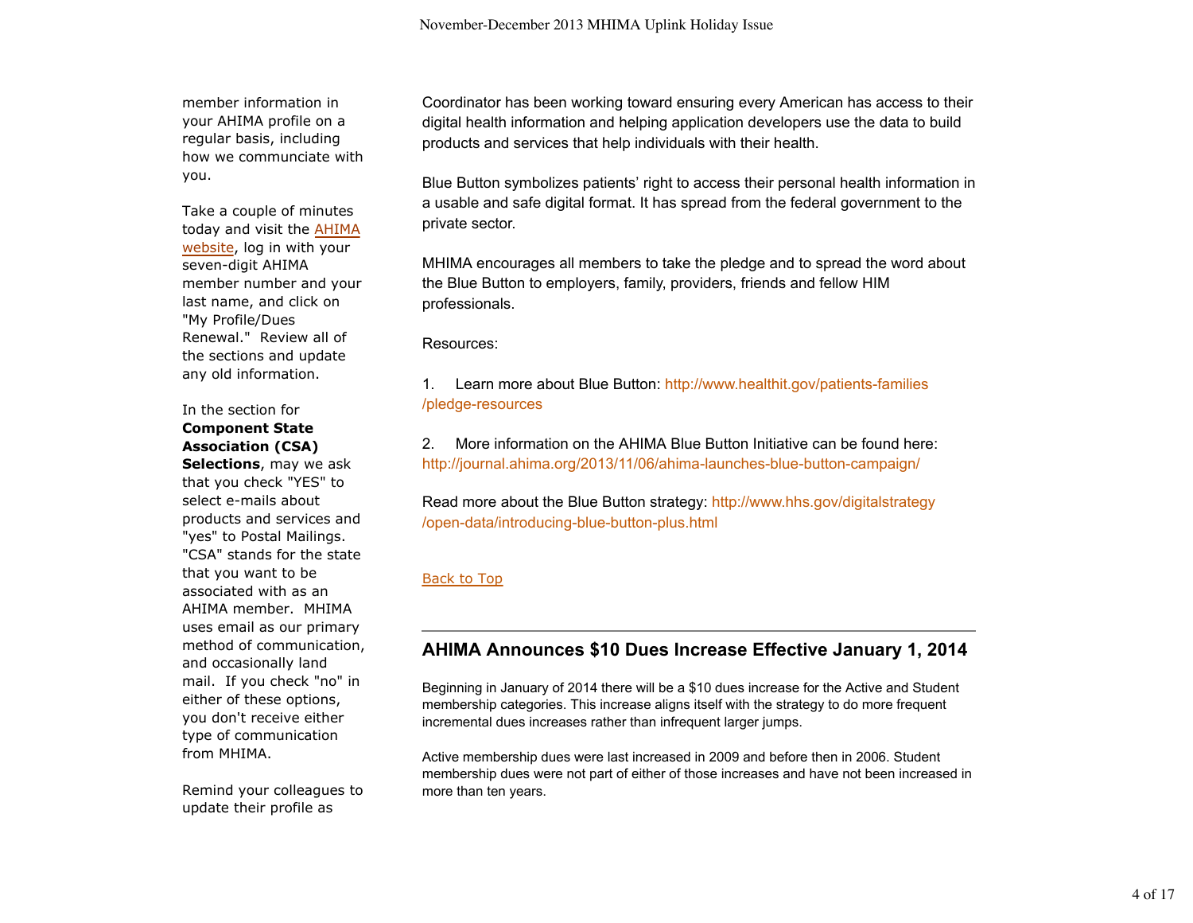member information in your AHIMA profile on a regular basis, including how we communciate with you.

Take a couple of minutes today and visit the AHIMA website, log in with your seven-digit AHIMA member number and your last name, and click on "My Profile/Dues Renewal." Review all of the sections and update any old information.

In the section for **Component State Association (CSA) Selections**, may we ask that you check "YES" to select e-mails about products and services and "yes" to Postal Mailings. "CSA" stands for the state that you want to be associated with as an AHIMA member. MHIMA uses email as our primary method of communication, and occasionally land mail. If you check "no" in either of these options, you don't receive either type of communication from MHIMA.

Remind your colleagues to update their profile as

Coordinator has been working toward ensuring every American has access to their digital health information and helping application developers use the data to build products and services that help individuals with their health.

Blue Button symbolizes patients' right to access their personal health information in a usable and safe digital format. It has spread from the federal government to the private sector.

MHIMA encourages all members to take the pledge and to spread the word about the Blue Button to employers, family, providers, friends and fellow HIM professionals.

Resources:

1. Learn more about Blue Button: http://www.healthit.gov/patients-families/pledge-resources

2. More information on the AHIMA Blue Button Initiative can be found here: http://journal.ahima.org/2013/11/06/ahima-launches-blue-button-campaign/

Read more about the Blue Button strategy: http://www.hhs.gov/digitalstrategy/open-data/introducing-blue-button-plus.html

Back to Top

## AHIMA Announces $10 Dues Increase Effective January 1, 2014

Beginning in January of 2014 there will be a $10 dues increase for the Active and Student membership categories. This increase aligns itself with the strategy to do more frequent incremental dues increases rather than infrequent larger jumps.

Active membership dues were last increased in 2009 and before then in 2006. Student membership dues were not part of either of those increases and have not been increased in more than ten years.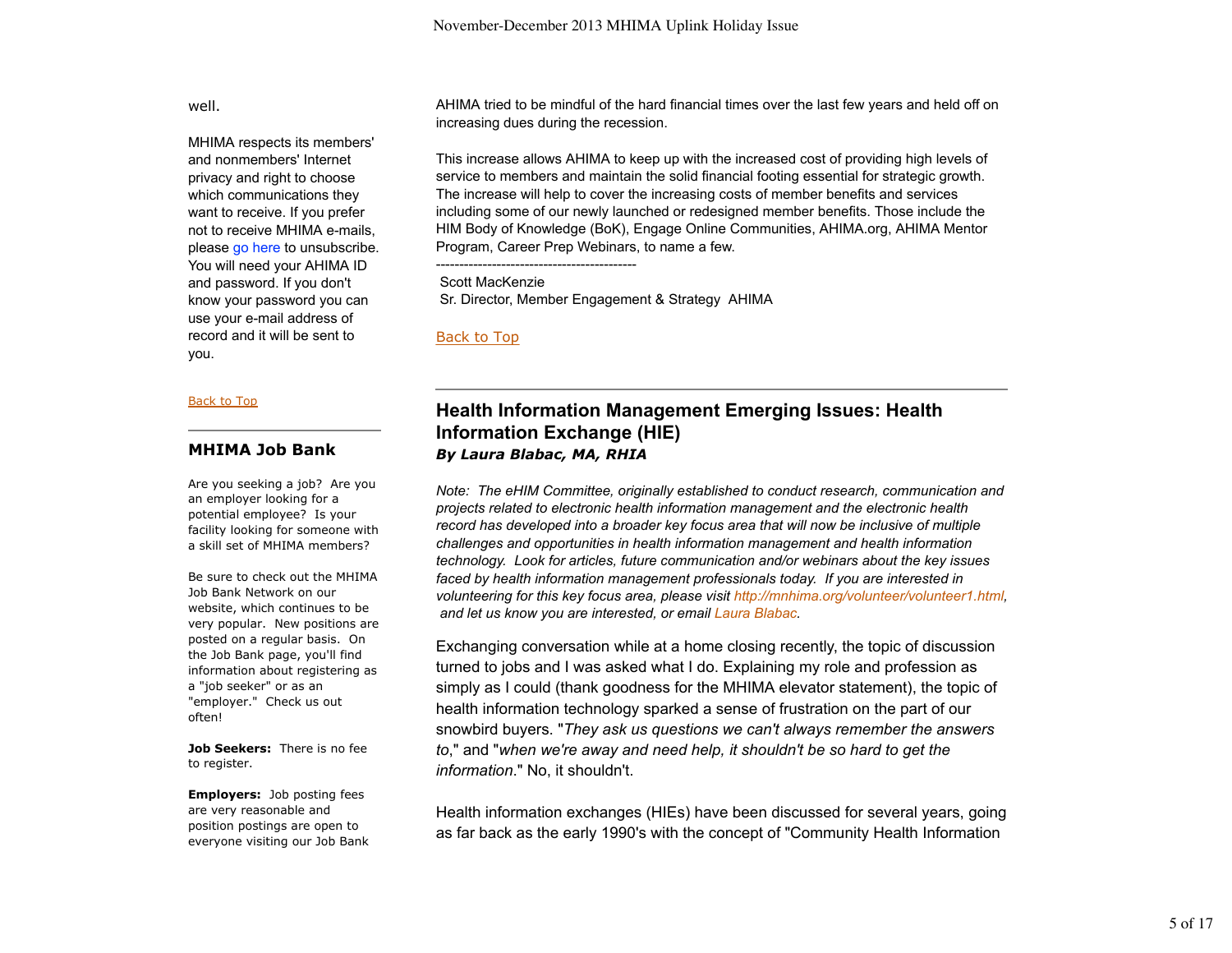well.

MHIMA respects its members' and nonmembers' Internet privacy and right to choose which communications they want to receive. If you prefer not to receive MHIMA e-mails, please go here to unsubscribe. You will need your AHIMA ID and password. If you don't know your password you can use your e-mail address of record and it will be sent to you.

Back to Top

## MHIMA Job Bank

Are you seeking a job? Are you an employer looking for a potential employee? Is your facility looking for someone with a skill set of MHIMA members?

Be sure to check out the MHIMA Job Bank Network on our website, which continues to be very popular. New positions are posted on a regular basis. On the Job Bank page, you'll find information about registering as a "job seeker" or as an "employer." Check us out often!

**Job Seekers:** There is no fee to register.

**Employers:** Job posting fees are very reasonable and position postings are open to everyone visiting our Job Bank

AHIMA tried to be mindful of the hard financial times over the last few years and held off on increasing dues during the recession.

This increase allows AHIMA to keep up with the increased cost of providing high levels of service to members and maintain the solid financial footing essential for strategic growth. The increase will help to cover the increasing costs of member benefits and services including some of our newly launched or redesigned member benefits. Those include the HIM Body of Knowledge (BoK), Engage Online Communities, AHIMA.org, AHIMA Mentor Program, Career Prep Webinars, to name a few.

--------------------------------------------

Scott MacKenzie
Sr. Director, Member Engagement & Strategy AHIMA

Back to Top

---

## Health Information Management Emerging Issues: Health Information Exchange (HIE)

***By Laura Blabac, MA, RHIA***

*Note: The eHIM Committee, originally established to conduct research, communication and projects related to electronic health information management and the electronic health record has developed into a broader key focus area that will now be inclusive of multiple challenges and opportunities in health information management and health information technology. Look for articles, future communication and/or webinars about the key issues faced by health information management professionals today. If you are interested in volunteering for this key focus area, please visit http://mnhima.org/volunteer/volunteer1.html, and let us know you are interested, or email Laura Blabac.*

Exchanging conversation while at a home closing recently, the topic of discussion turned to jobs and I was asked what I do. Explaining my role and profession as simply as I could (thank goodness for the MHIMA elevator statement), the topic of health information technology sparked a sense of frustration on the part of our snowbird buyers. "*They ask us questions we can't always remember the answers to*," and "*when we're away and need help, it shouldn't be so hard to get the information*." No, it shouldn't.

Health information exchanges (HIEs) have been discussed for several years, going as far back as the early 1990's with the concept of "Community Health Information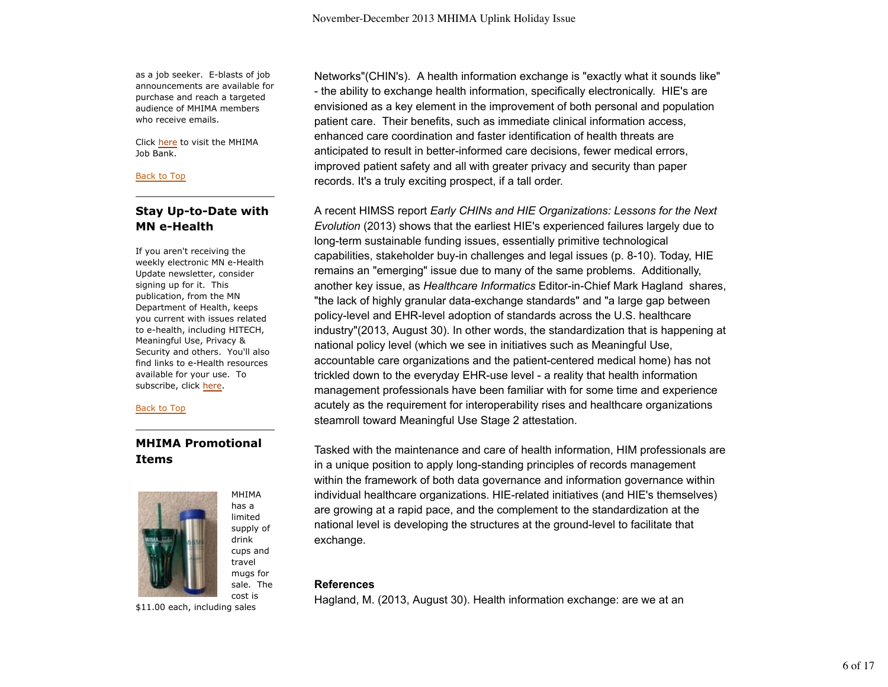as a job seeker. E-blasts of job announcements are available for purchase and reach a targeted audience of MHIMA members who receive emails.

Click here to visit the MHIMA Job Bank.

Back to Top

## Stay Up-to-Date with MN e-Health

If you aren't receiving the weekly electronic MN e-Health Update newsletter, consider signing up for it. This publication, from the MN Department of Health, keeps you current with issues related to e-health, including HITECH, Meaningful Use, Privacy & Security and others. You'll also find links to e-Health resources available for your use. To subscribe, click here.

Back to Top

## MHIMA Promotional Items

MHIMA has a limited supply of drink cups and travel mugs for sale. The cost is $11.00 each, including sales

Networks"(CHIN's). A health information exchange is "exactly what it sounds like" - the ability to exchange health information, specifically electronically. HIE's are envisioned as a key element in the improvement of both personal and population patient care. Their benefits, such as immediate clinical information access, enhanced care coordination and faster identification of health threats are anticipated to result in better-informed care decisions, fewer medical errors, improved patient safety and all with greater privacy and security than paper records. It's a truly exciting prospect, if a tall order.

A recent HIMSS report *Early CHINs and HIE Organizations: Lessons for the Next Evolution* (2013) shows that the earliest HIE's experienced failures largely due to long-term sustainable funding issues, essentially primitive technological capabilities, stakeholder buy-in challenges and legal issues (p. 8-10). Today, HIE remains an "emerging" issue due to many of the same problems. Additionally, another key issue, as *Healthcare Informatics* Editor-in-Chief Mark Hagland shares, "the lack of highly granular data-exchange standards" and "a large gap between policy-level and EHR-level adoption of standards across the U.S. healthcare industry"(2013, August 30). In other words, the standardization that is happening at national policy level (which we see in initiatives such as Meaningful Use, accountable care organizations and the patient-centered medical home) has not trickled down to the everyday EHR-use level - a reality that health information management professionals have been familiar with for some time and experience acutely as the requirement for interoperability rises and healthcare organizations steamroll toward Meaningful Use Stage 2 attestation.

Tasked with the maintenance and care of health information, HIM professionals are in a unique position to apply long-standing principles of records management within the framework of both data governance and information governance within individual healthcare organizations. HIE-related initiatives (and HIE's themselves) are growing at a rapid pace, and the complement to the standardization at the national level is developing the structures at the ground-level to facilitate that exchange.

**References**

Hagland, M. (2013, August 30). Health information exchange: are we at an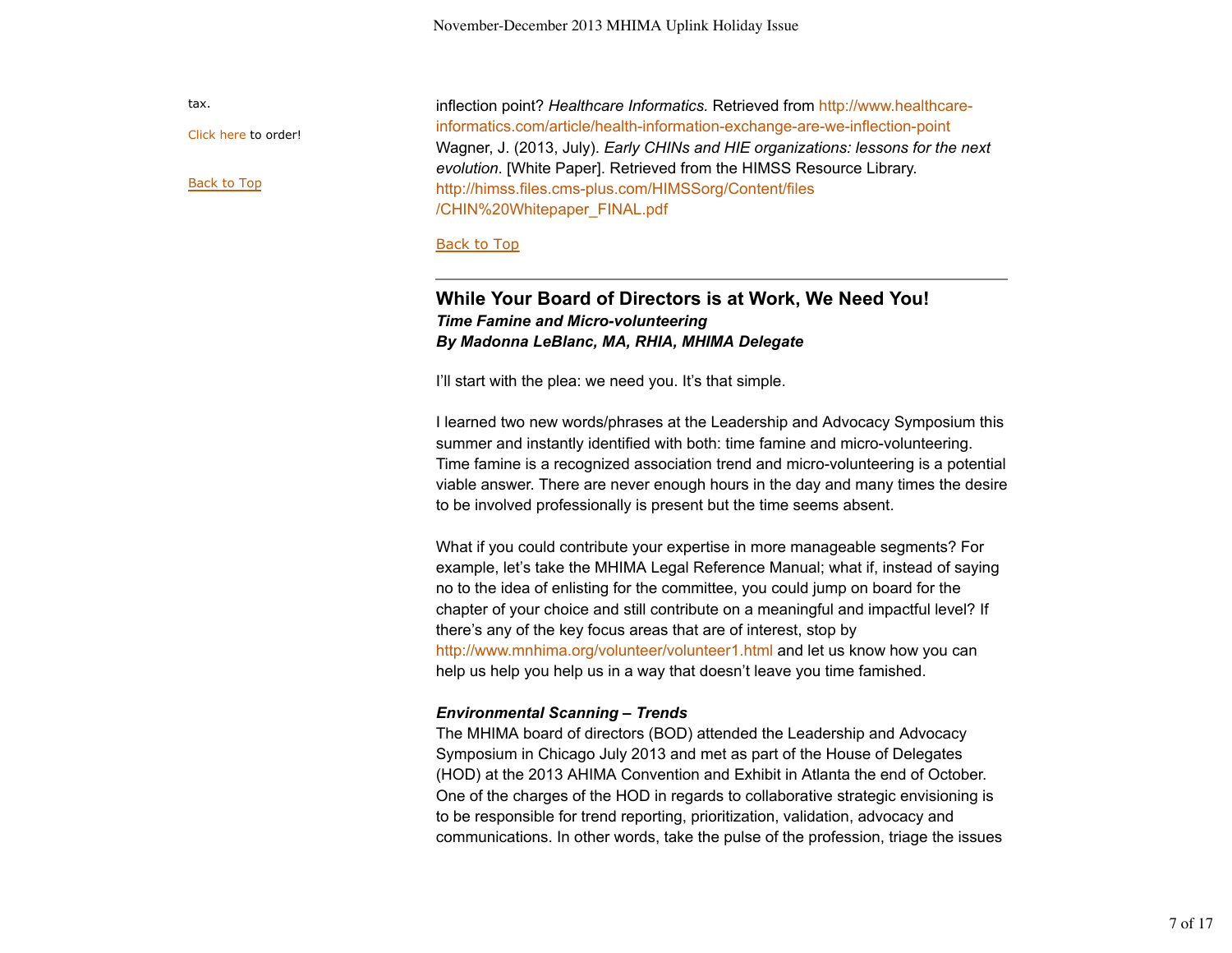tax.

Click here to order!

Back to Top

inflection point? *Healthcare Informatics.* Retrieved from http://www.healthcare-informatics.com/article/health-information-exchange-are-we-inflection-point
Wagner, J. (2013, July). *Early CHINs and HIE organizations: lessons for the next evolution*. [White Paper]. Retrieved from the HIMSS Resource Library. http://himss.files.cms-plus.com/HIMSSorg/Content/files/CHIN%20Whitepaper_FINAL.pdf

Back to Top

---

## While Your Board of Directors is at Work, We Need You!

***Time Famine and Micro-volunteering***
***By Madonna LeBlanc, MA, RHIA, MHIMA Delegate***

I'll start with the plea: we need you. It's that simple.

I learned two new words/phrases at the Leadership and Advocacy Symposium this summer and instantly identified with both: time famine and micro-volunteering. Time famine is a recognized association trend and micro-volunteering is a potential viable answer. There are never enough hours in the day and many times the desire to be involved professionally is present but the time seems absent.

What if you could contribute your expertise in more manageable segments? For example, let's take the MHIMA Legal Reference Manual; what if, instead of saying no to the idea of enlisting for the committee, you could jump on board for the chapter of your choice and still contribute on a meaningful and impactful level? If there's any of the key focus areas that are of interest, stop by http://www.mnhima.org/volunteer/volunteer1.html and let us know how you can help us help you help us in a way that doesn't leave you time famished.

***Environmental Scanning – Trends***

The MHIMA board of directors (BOD) attended the Leadership and Advocacy Symposium in Chicago July 2013 and met as part of the House of Delegates (HOD) at the 2013 AHIMA Convention and Exhibit in Atlanta the end of October. One of the charges of the HOD in regards to collaborative strategic envisioning is to be responsible for trend reporting, prioritization, validation, advocacy and communications. In other words, take the pulse of the profession, triage the issues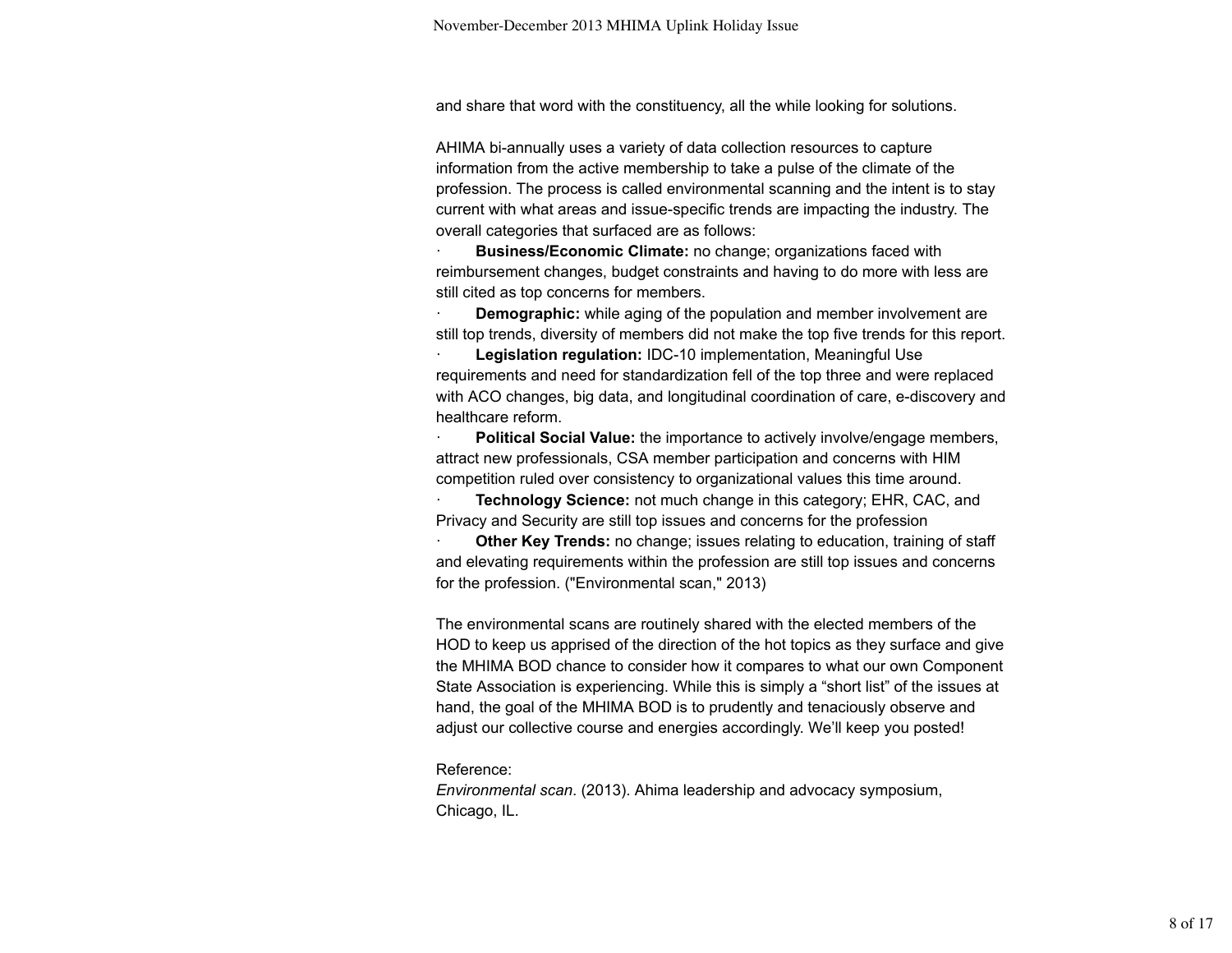and share that word with the constituency, all the while looking for solutions.

AHIMA bi-annually uses a variety of data collection resources to capture information from the active membership to take a pulse of the climate of the profession. The process is called environmental scanning and the intent is to stay current with what areas and issue-specific trends are impacting the industry. The overall categories that surfaced are as follows:

- **Business/Economic Climate:** no change; organizations faced with reimbursement changes, budget constraints and having to do more with less are still cited as top concerns for members.
- **Demographic:** while aging of the population and member involvement are still top trends, diversity of members did not make the top five trends for this report.
- **Legislation regulation:** IDC-10 implementation, Meaningful Use requirements and need for standardization fell of the top three and were replaced with ACO changes, big data, and longitudinal coordination of care, e-discovery and healthcare reform.
- **Political Social Value:** the importance to actively involve/engage members, attract new professionals, CSA member participation and concerns with HIM competition ruled over consistency to organizational values this time around.
- **Technology Science:** not much change in this category; EHR, CAC, and Privacy and Security are still top issues and concerns for the profession
- **Other Key Trends:** no change; issues relating to education, training of staff and elevating requirements within the profession are still top issues and concerns for the profession. ("Environmental scan," 2013)

The environmental scans are routinely shared with the elected members of the HOD to keep us apprised of the direction of the hot topics as they surface and give the MHIMA BOD chance to consider how it compares to what our own Component State Association is experiencing. While this is simply a "short list" of the issues at hand, the goal of the MHIMA BOD is to prudently and tenaciously observe and adjust our collective course and energies accordingly. We'll keep you posted!

Reference:
*Environmental scan*. (2013). Ahima leadership and advocacy symposium, Chicago, IL.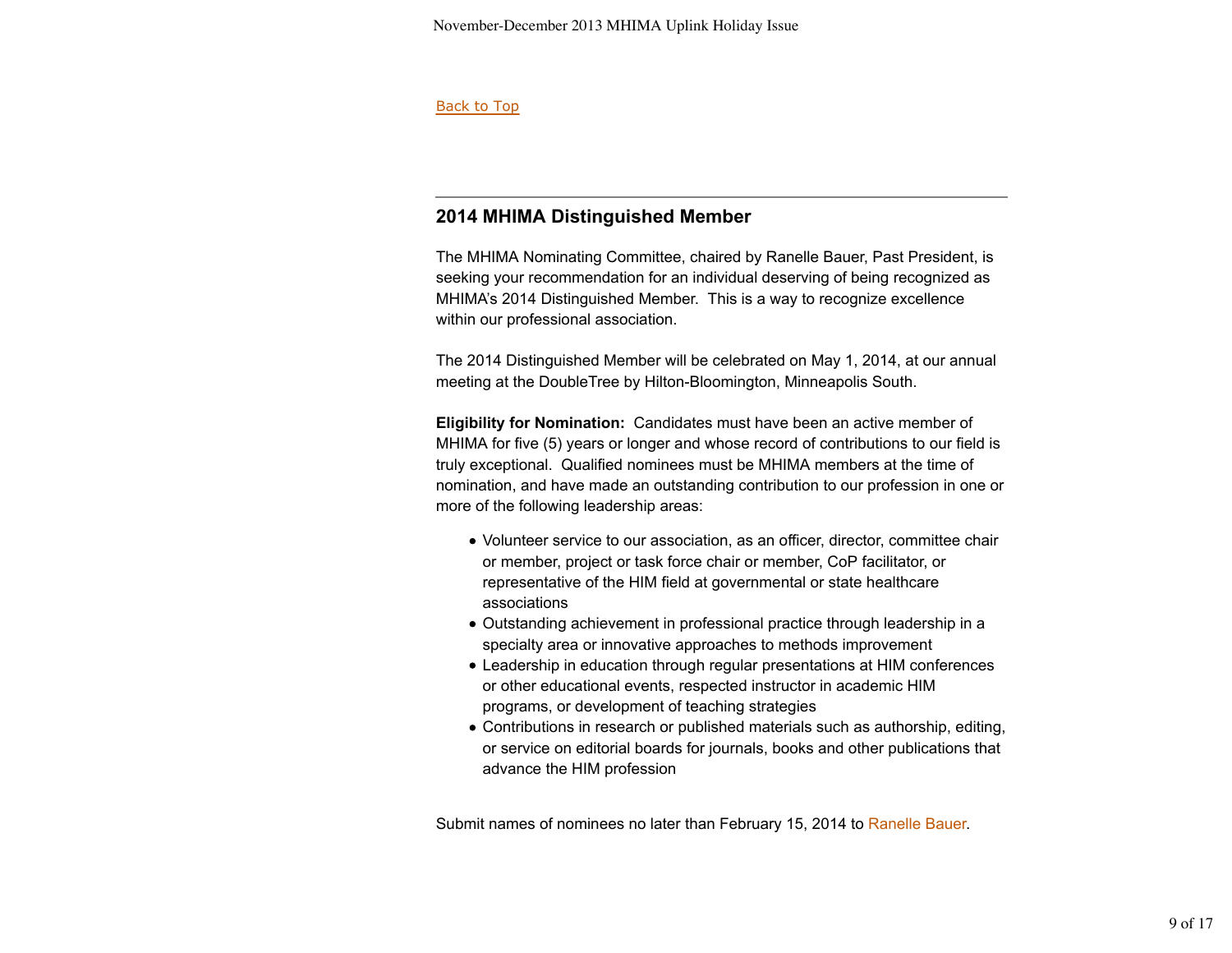Back to Top

## 2014 MHIMA Distinguished Member

The MHIMA Nominating Committee, chaired by Ranelle Bauer, Past President, is seeking your recommendation for an individual deserving of being recognized as MHIMA's 2014 Distinguished Member. This is a way to recognize excellence within our professional association.

The 2014 Distinguished Member will be celebrated on May 1, 2014, at our annual meeting at the DoubleTree by Hilton-Bloomington, Minneapolis South.

**Eligibility for Nomination:** Candidates must have been an active member of MHIMA for five (5) years or longer and whose record of contributions to our field is truly exceptional. Qualified nominees must be MHIMA members at the time of nomination, and have made an outstanding contribution to our profession in one or more of the following leadership areas:

- Volunteer service to our association, as an officer, director, committee chair or member, project or task force chair or member, CoP facilitator, or representative of the HIM field at governmental or state healthcare associations
- Outstanding achievement in professional practice through leadership in a specialty area or innovative approaches to methods improvement
- Leadership in education through regular presentations at HIM conferences or other educational events, respected instructor in academic HIM programs, or development of teaching strategies
- Contributions in research or published materials such as authorship, editing, or service on editorial boards for journals, books and other publications that advance the HIM profession

Submit names of nominees no later than February 15, 2014 to Ranelle Bauer.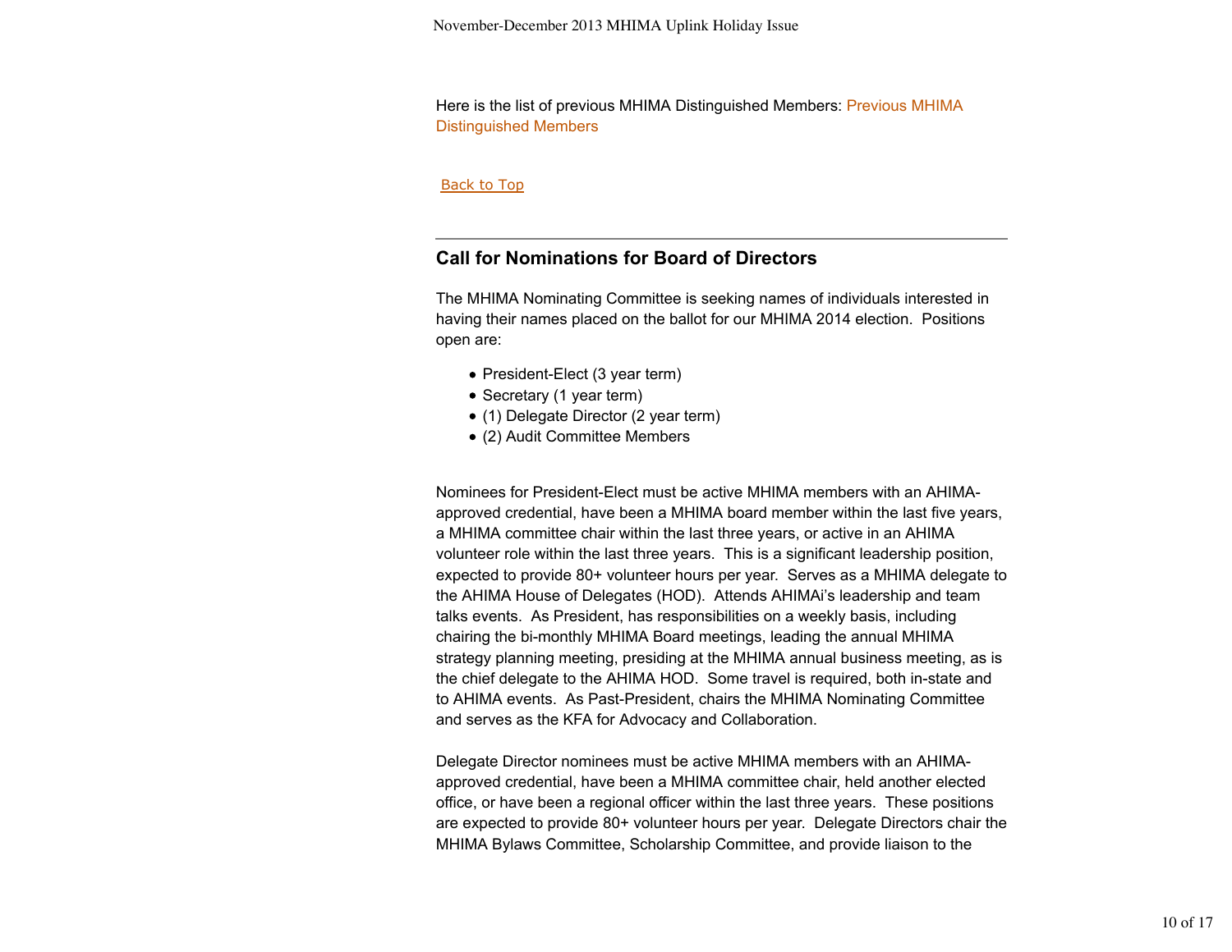Here is the list of previous MHIMA Distinguished Members: Previous MHIMA Distinguished Members

Back to Top

---

## Call for Nominations for Board of Directors

The MHIMA Nominating Committee is seeking names of individuals interested in having their names placed on the ballot for our MHIMA 2014 election.  Positions open are:

- President-Elect (3 year term)
- Secretary (1 year term)
- (1) Delegate Director (2 year term)
- (2) Audit Committee Members

Nominees for President-Elect must be active MHIMA members with an AHIMA-approved credential, have been a MHIMA board member within the last five years, a MHIMA committee chair within the last three years, or active in an AHIMA volunteer role within the last three years.  This is a significant leadership position, expected to provide 80+ volunteer hours per year.  Serves as a MHIMA delegate to the AHIMA House of Delegates (HOD).  Attends AHIMAi's leadership and team talks events.  As President, has responsibilities on a weekly basis, including chairing the bi-monthly MHIMA Board meetings, leading the annual MHIMA strategy planning meeting, presiding at the MHIMA annual business meeting, as is the chief delegate to the AHIMA HOD.  Some travel is required, both in-state and to AHIMA events.  As Past-President, chairs the MHIMA Nominating Committee and serves as the KFA for Advocacy and Collaboration.

Delegate Director nominees must be active MHIMA members with an AHIMA-approved credential, have been a MHIMA committee chair, held another elected office, or have been a regional officer within the last three years.  These positions are expected to provide 80+ volunteer hours per year.  Delegate Directors chair the MHIMA Bylaws Committee, Scholarship Committee, and provide liaison to the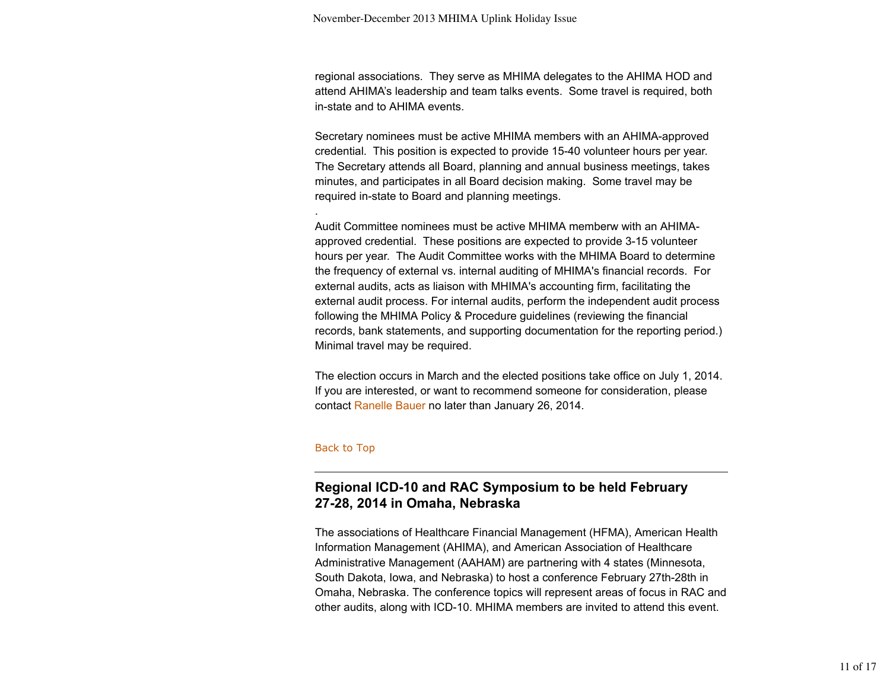regional associations.  They serve as MHIMA delegates to the AHIMA HOD and attend AHIMA's leadership and team talks events.  Some travel is required, both in-state and to AHIMA events.

Secretary nominees must be active MHIMA members with an AHIMA-approved credential.  This position is expected to provide 15-40 volunteer hours per year. The Secretary attends all Board, planning and annual business meetings, takes minutes, and participates in all Board decision making.  Some travel may be required in-state to Board and planning meetings.

.

Audit Committee nominees must be active MHIMA memberw with an AHIMA-approved credential.  These positions are expected to provide 3-15 volunteer hours per year.  The Audit Committee works with the MHIMA Board to determine the frequency of external vs. internal auditing of MHIMA's financial records.  For external audits, acts as liaison with MHIMA's accounting firm, facilitating the external audit process. For internal audits, perform the independent audit process following the MHIMA Policy & Procedure guidelines (reviewing the financial records, bank statements, and supporting documentation for the reporting period.) Minimal travel may be required.

The election occurs in March and the elected positions take office on July 1, 2014. If you are interested, or want to recommend someone for consideration, please contact Ranelle Bauer no later than January 26, 2014.

Back to Top

---

## Regional ICD-10 and RAC Symposium to be held February 27-28, 2014 in Omaha, Nebraska

The associations of Healthcare Financial Management (HFMA), American Health Information Management (AHIMA), and American Association of Healthcare Administrative Management (AAHAM) are partnering with 4 states (Minnesota, South Dakota, Iowa, and Nebraska) to host a conference February 27th-28th in Omaha, Nebraska. The conference topics will represent areas of focus in RAC and other audits, along with ICD-10. MHIMA members are invited to attend this event.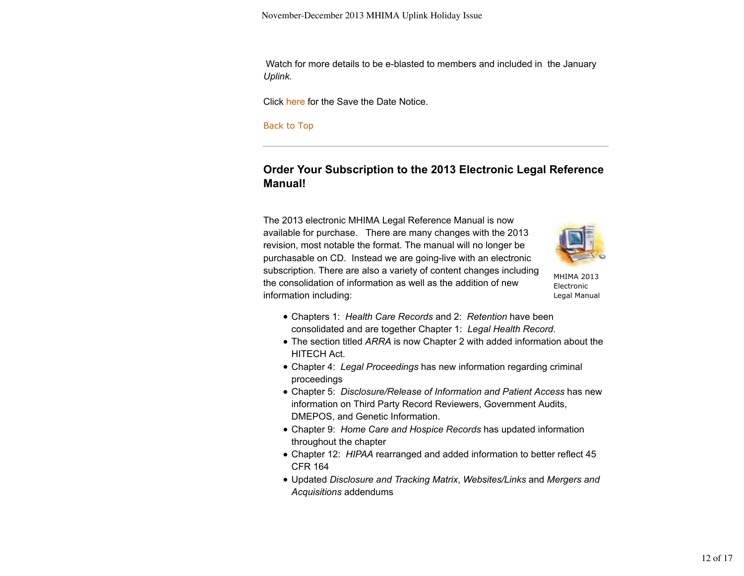Watch for more details to be e-blasted to members and included in the January *Uplink.*

Click here for the Save the Date Notice.

Back to Top

---

## Order Your Subscription to the 2013 Electronic Legal Reference Manual!

The 2013 electronic MHIMA Legal Reference Manual is now available for purchase. There are many changes with the 2013 revision, most notable the format. The manual will no longer be purchasable on CD. Instead we are going-live with an electronic subscription. There are also a variety of content changes including the consolidation of information as well as the addition of new information including:

MHIMA 2013 Electronic Legal Manual

- Chapters 1: *Health Care Records* and 2: *Retention* have been consolidated and are together Chapter 1: *Legal Health Record*.
- The section titled *ARRA* is now Chapter 2 with added information about the HITECH Act.
- Chapter 4: *Legal Proceedings* has new information regarding criminal proceedings
- Chapter 5: *Disclosure/Release of Information and Patient Access* has new information on Third Party Record Reviewers, Government Audits, DMEPOS, and Genetic Information.
- Chapter 9: *Home Care and Hospice Records* has updated information throughout the chapter
- Chapter 12: *HIPAA* rearranged and added information to better reflect 45 CFR 164
- Updated *Disclosure and Tracking Matrix*, *Websites/Links* and *Mergers and Acquisitions* addendums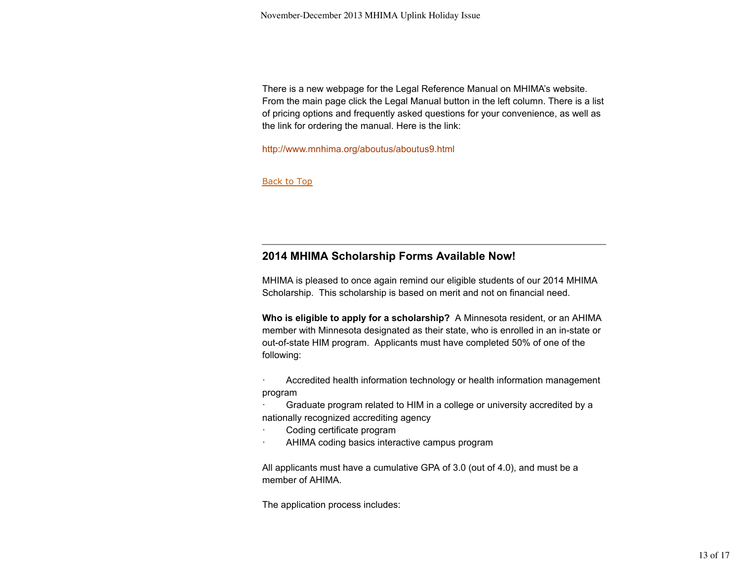There is a new webpage for the Legal Reference Manual on MHIMA's website. From the main page click the Legal Manual button in the left column. There is a list of pricing options and frequently asked questions for your convenience, as well as the link for ordering the manual. Here is the link:

http://www.mnhima.org/aboutus/aboutus9.html

Back to Top

---

## 2014 MHIMA Scholarship Forms Available Now!

MHIMA is pleased to once again remind our eligible students of our 2014 MHIMA Scholarship. This scholarship is based on merit and not on financial need.

**Who is eligible to apply for a scholarship?** A Minnesota resident, or an AHIMA member with Minnesota designated as their state, who is enrolled in an in-state or out-of-state HIM program. Applicants must have completed 50% of one of the following:

- Accredited health information technology or health information management program
- Graduate program related to HIM in a college or university accredited by a nationally recognized accrediting agency
- Coding certificate program
- AHIMA coding basics interactive campus program

All applicants must have a cumulative GPA of 3.0 (out of 4.0), and must be a member of AHIMA.

The application process includes: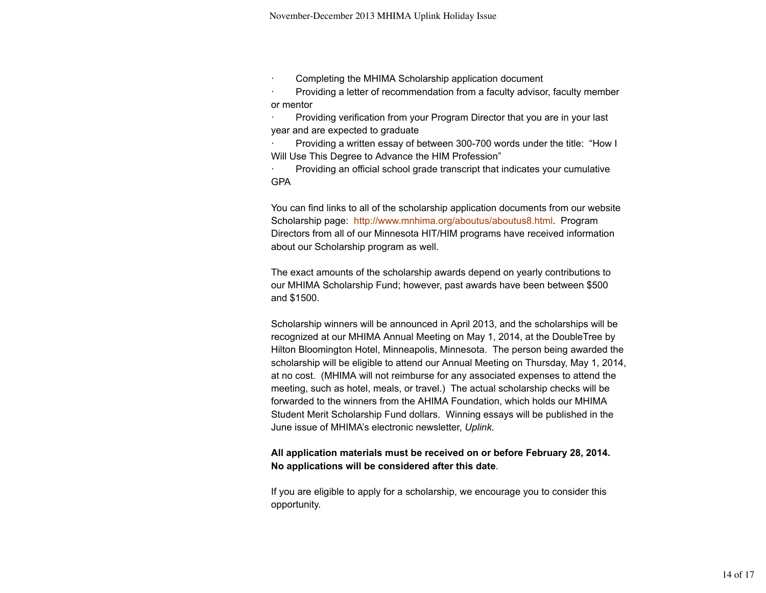- Completing the MHIMA Scholarship application document
- Providing a letter of recommendation from a faculty advisor, faculty member or mentor
- Providing verification from your Program Director that you are in your last year and are expected to graduate
- Providing a written essay of between 300-700 words under the title: "How I Will Use This Degree to Advance the HIM Profession"
- Providing an official school grade transcript that indicates your cumulative GPA

You can find links to all of the scholarship application documents from our website Scholarship page: http://www.mnhima.org/aboutus/aboutus8.html. Program Directors from all of our Minnesota HIT/HIM programs have received information about our Scholarship program as well.

The exact amounts of the scholarship awards depend on yearly contributions to our MHIMA Scholarship Fund; however, past awards have been between $500 and $1500.

Scholarship winners will be announced in April 2013, and the scholarships will be recognized at our MHIMA Annual Meeting on May 1, 2014, at the DoubleTree by Hilton Bloomington Hotel, Minneapolis, Minnesota. The person being awarded the scholarship will be eligible to attend our Annual Meeting on Thursday, May 1, 2014, at no cost. (MHIMA will not reimburse for any associated expenses to attend the meeting, such as hotel, meals, or travel.) The actual scholarship checks will be forwarded to the winners from the AHIMA Foundation, which holds our MHIMA Student Merit Scholarship Fund dollars. Winning essays will be published in the June issue of MHIMA's electronic newsletter, *Uplink.*

**All application materials must be received on or before February 28, 2014. No applications will be considered after this date**.

If you are eligible to apply for a scholarship, we encourage you to consider this opportunity.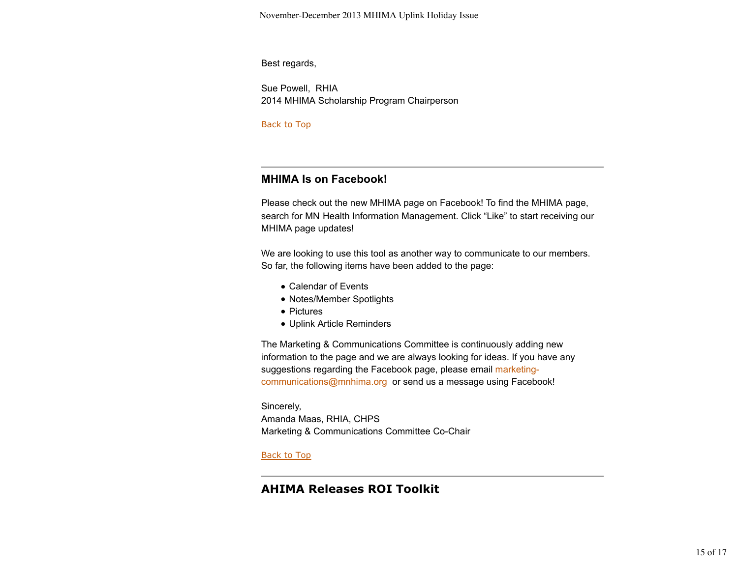Best regards,

Sue Powell, RHIA
2014 MHIMA Scholarship Program Chairperson

Back to Top

---

## MHIMA Is on Facebook!

Please check out the new MHIMA page on Facebook! To find the MHIMA page, search for MN Health Information Management. Click "Like" to start receiving our MHIMA page updates!

We are looking to use this tool as another way to communicate to our members. So far, the following items have been added to the page:

- Calendar of Events
- Notes/Member Spotlights
- Pictures
- Uplink Article Reminders

The Marketing & Communications Committee is continuously adding new information to the page and we are always looking for ideas. If you have any suggestions regarding the Facebook page, please email marketing-communications@mnhima.org or send us a message using Facebook!

Sincerely,
Amanda Maas, RHIA, CHPS
Marketing & Communications Committee Co-Chair

Back to Top

---

## AHIMA Releases ROI Toolkit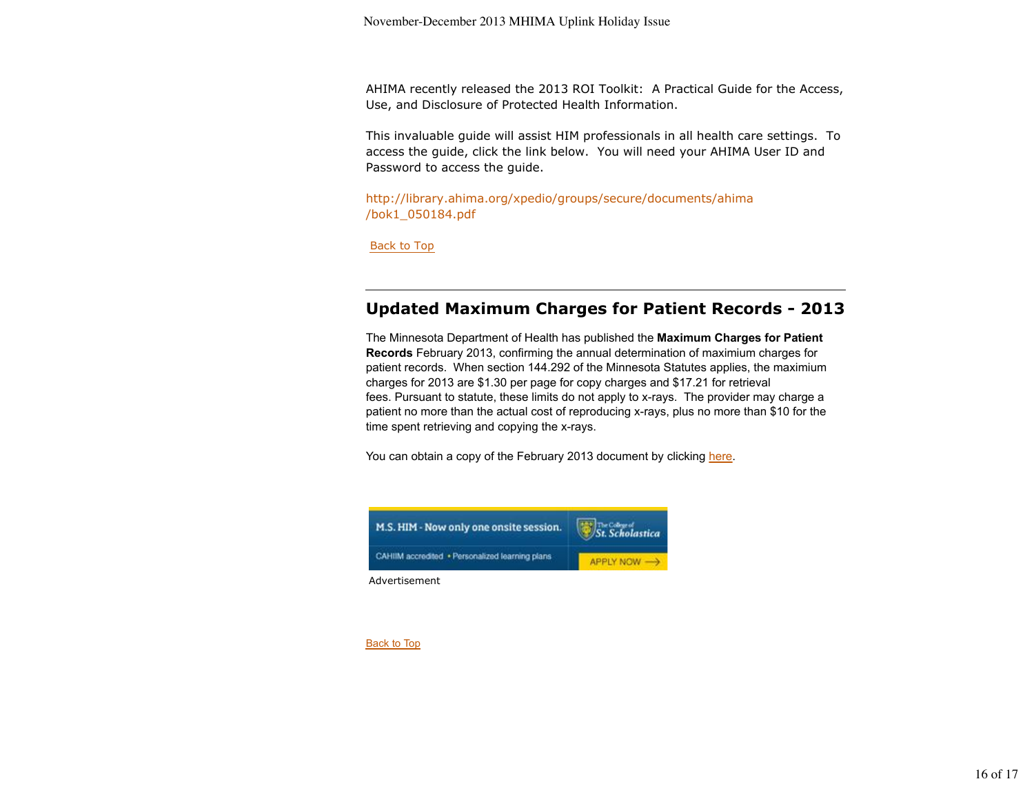AHIMA recently released the 2013 ROI Toolkit: A Practical Guide for the Access, Use, and Disclosure of Protected Health Information.

This invaluable guide will assist HIM professionals in all health care settings. To access the guide, click the link below. You will need your AHIMA User ID and Password to access the guide.

http://library.ahima.org/xpedio/groups/secure/documents/ahima/bok1_050184.pdf

Back to Top

---

## Updated Maximum Charges for Patient Records - 2013

The Minnesota Department of Health has published the **Maximum Charges for Patient Records** February 2013, confirming the annual determination of maximium charges for patient records. When section 144.292 of the Minnesota Statutes applies, the maximium charges for 2013 are $1.30 per page for copy charges and $17.21 for retrieval fees. Pursuant to statute, these limits do not apply to x-rays. The provider may charge a patient no more than the actual cost of reproducing x-rays, plus no more than $10 for the time spent retrieving and copying the x-rays.

You can obtain a copy of the February 2013 document by clicking here.

M.S. HIM - Now only one onsite session. The College of St. Scholastica

CAHIIM accredited • Personalized learning plans APPLY NOW

Advertisement

Back to Top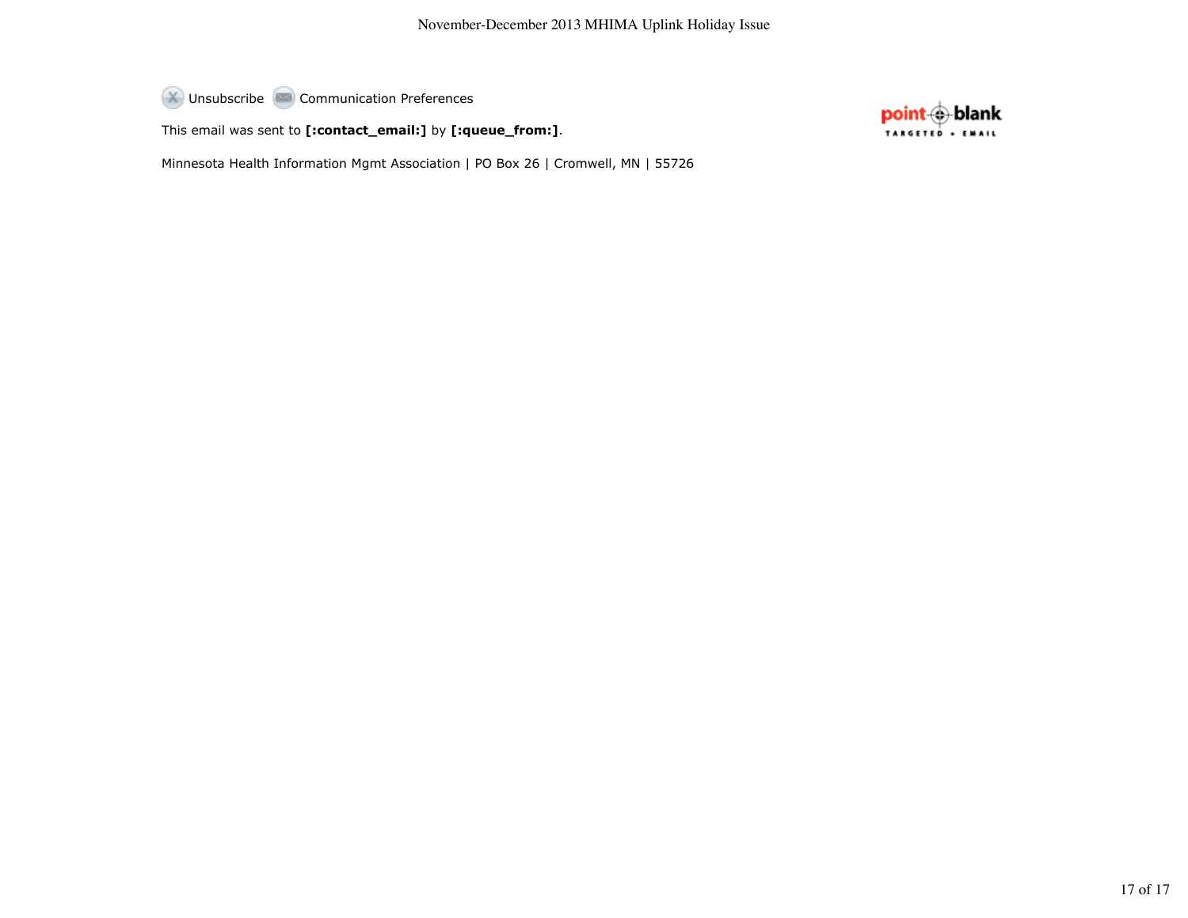Unsubscribe Communication Preferences

This email was sent to **[:contact_email:]** by **[:queue_from:]**.

Minnesota Health Information Mgmt Association | PO Box 26 | Cromwell, MN | 55726

point blank
TARGETED + EMAIL